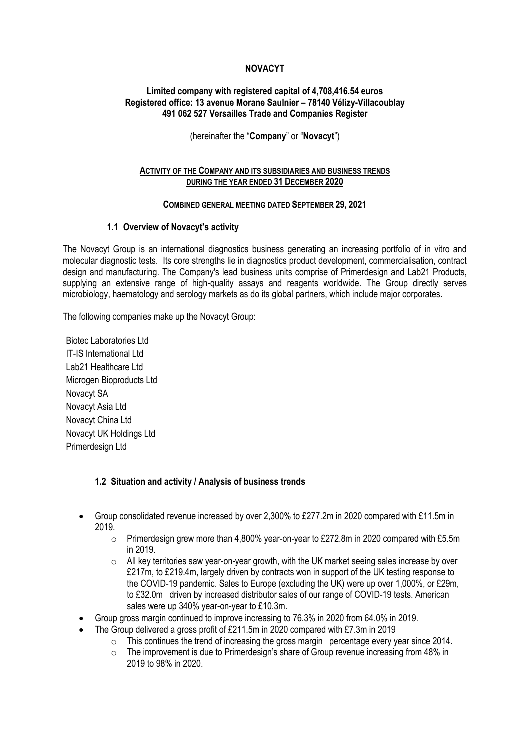# NOVACYT

**Limited company with registered capital of 4,708,416.54 euros**
**Registered office: 13 avenue Morane Saulnier – 78140 Vélizy-Villacoublay**
**491 062 527 Versailles Trade and Companies Register**

(hereinafter the "**Company**" or "**Novacyt**")

## ACTIVITY OF THE COMPANY AND ITS SUBSIDIARIES AND BUSINESS TRENDS DURING THE YEAR ENDED 31 DECEMBER 2020

### COMBINED GENERAL MEETING DATED SEPTEMBER 29, 2021

### 1.1 Overview of Novacyt's activity

The Novacyt Group is an international diagnostics business generating an increasing portfolio of in vitro and molecular diagnostic tests. Its core strengths lie in diagnostics product development, commercialisation, contract design and manufacturing. The Company's lead business units comprise of Primerdesign and Lab21 Products, supplying an extensive range of high-quality assays and reagents worldwide. The Group directly serves microbiology, haematology and serology markets as do its global partners, which include major corporates.

The following companies make up the Novacyt Group:

Biotec Laboratories Ltd
IT-IS International Ltd
Lab21 Healthcare Ltd
Microgen Bioproducts Ltd
Novacyt SA
Novacyt Asia Ltd
Novacyt China Ltd
Novacyt UK Holdings Ltd
Primerdesign Ltd

### 1.2 Situation and activity / Analysis of business trends

- Group consolidated revenue increased by over 2,300% to £277.2m in 2020 compared with £11.5m in 2019.
  - Primerdesign grew more than 4,800% year-on-year to £272.8m in 2020 compared with £5.5m in 2019.
  - All key territories saw year-on-year growth, with the UK market seeing sales increase by over £217m, to £219.4m, largely driven by contracts won in support of the UK testing response to the COVID-19 pandemic. Sales to Europe (excluding the UK) were up over 1,000%, or £29m, to £32.0m driven by increased distributor sales of our range of COVID-19 tests. American sales were up 340% year-on-year to £10.3m.
- Group gross margin continued to improve increasing to 76.3% in 2020 from 64.0% in 2019.
- The Group delivered a gross profit of £211.5m in 2020 compared with £7.3m in 2019
  - This continues the trend of increasing the gross margin percentage every year since 2014.
  - The improvement is due to Primerdesign's share of Group revenue increasing from 48% in 2019 to 98% in 2020.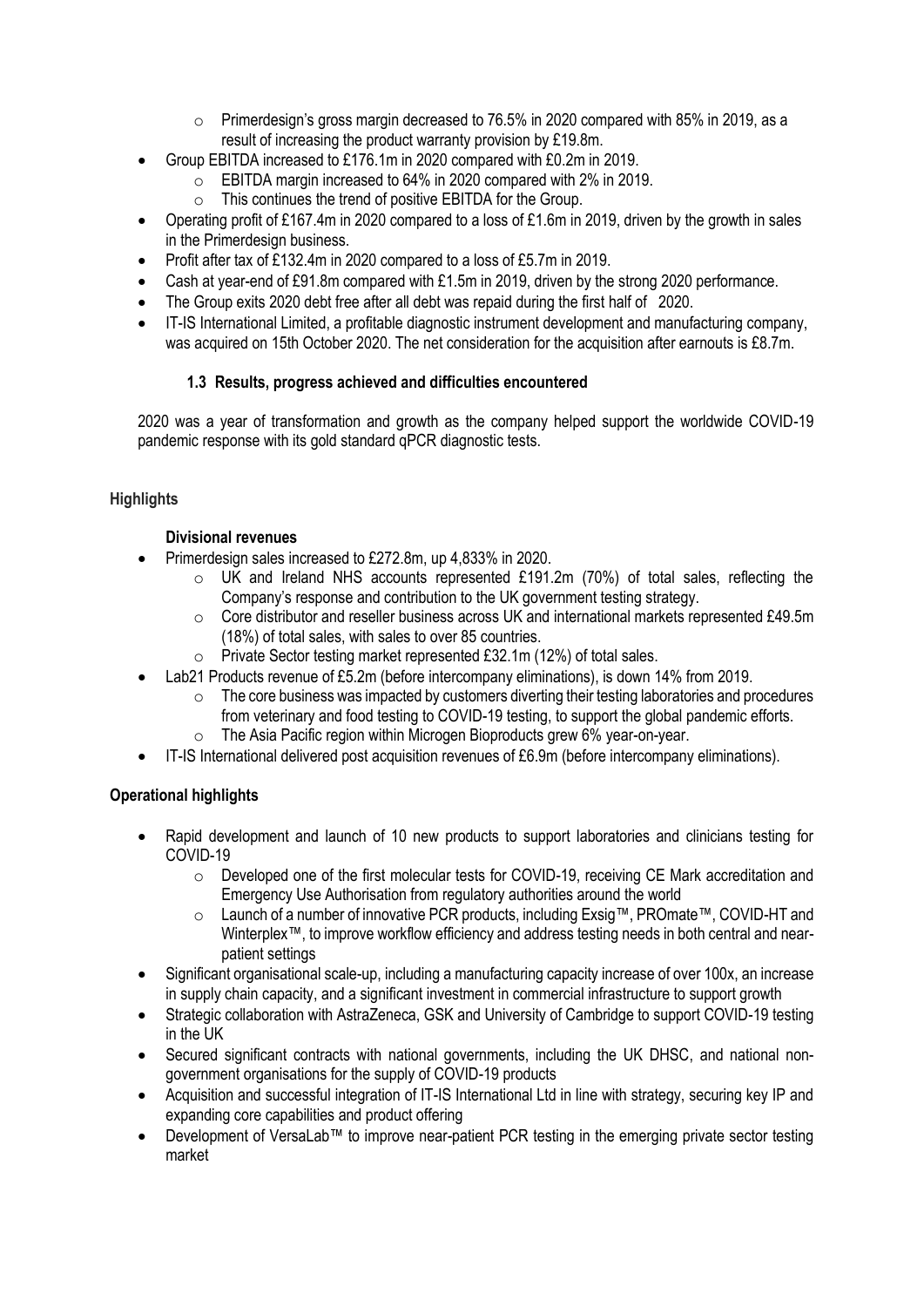- Primerdesign's gross margin decreased to 76.5% in 2020 compared with 85% in 2019, as a result of increasing the product warranty provision by £19.8m.
- Group EBITDA increased to £176.1m in 2020 compared with £0.2m in 2019.
  - EBITDA margin increased to 64% in 2020 compared with 2% in 2019.
  - This continues the trend of positive EBITDA for the Group.
- Operating profit of £167.4m in 2020 compared to a loss of £1.6m in 2019, driven by the growth in sales in the Primerdesign business.
- Profit after tax of £132.4m in 2020 compared to a loss of £5.7m in 2019.
- Cash at year-end of £91.8m compared with £1.5m in 2019, driven by the strong 2020 performance.
- The Group exits 2020 debt free after all debt was repaid during the first half of 2020.
- IT-IS International Limited, a profitable diagnostic instrument development and manufacturing company, was acquired on 15th October 2020. The net consideration for the acquisition after earnouts is £8.7m.

### 1.3 Results, progress achieved and difficulties encountered

2020 was a year of transformation and growth as the company helped support the worldwide COVID-19 pandemic response with its gold standard qPCR diagnostic tests.

**Highlights**

**Divisional revenues**

- Primerdesign sales increased to £272.8m, up 4,833% in 2020.
  - UK and Ireland NHS accounts represented £191.2m (70%) of total sales, reflecting the Company's response and contribution to the UK government testing strategy.
  - Core distributor and reseller business across UK and international markets represented £49.5m (18%) of total sales, with sales to over 85 countries.
  - Private Sector testing market represented £32.1m (12%) of total sales.
- Lab21 Products revenue of £5.2m (before intercompany eliminations), is down 14% from 2019.
  - The core business was impacted by customers diverting their testing laboratories and procedures from veterinary and food testing to COVID-19 testing, to support the global pandemic efforts.
  - The Asia Pacific region within Microgen Bioproducts grew 6% year-on-year.
- IT-IS International delivered post acquisition revenues of £6.9m (before intercompany eliminations).

**Operational highlights**

- Rapid development and launch of 10 new products to support laboratories and clinicians testing for COVID-19
  - Developed one of the first molecular tests for COVID-19, receiving CE Mark accreditation and Emergency Use Authorisation from regulatory authorities around the world
  - Launch of a number of innovative PCR products, including Exsig™, PROmate™, COVID-HT and Winterplex™, to improve workflow efficiency and address testing needs in both central and near-patient settings
- Significant organisational scale-up, including a manufacturing capacity increase of over 100x, an increase in supply chain capacity, and a significant investment in commercial infrastructure to support growth
- Strategic collaboration with AstraZeneca, GSK and University of Cambridge to support COVID-19 testing in the UK
- Secured significant contracts with national governments, including the UK DHSC, and national non-government organisations for the supply of COVID-19 products
- Acquisition and successful integration of IT-IS International Ltd in line with strategy, securing key IP and expanding core capabilities and product offering
- Development of VersaLab™ to improve near-patient PCR testing in the emerging private sector testing market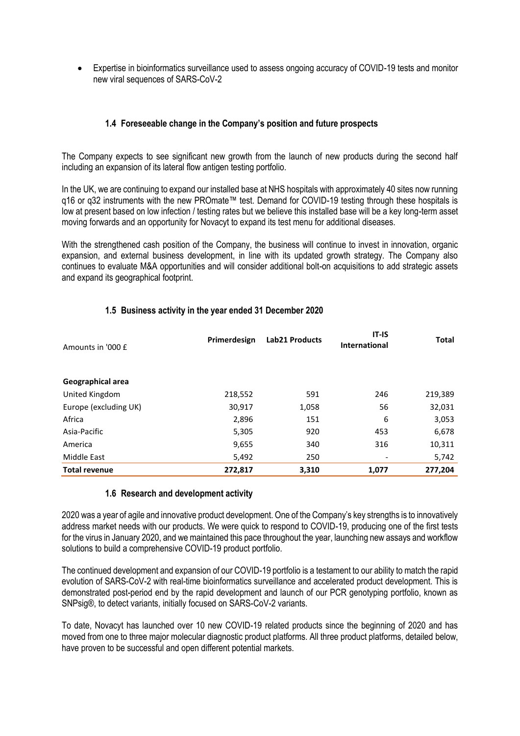- Expertise in bioinformatics surveillance used to assess ongoing accuracy of COVID-19 tests and monitor new viral sequences of SARS-CoV-2

### 1.4 Foreseeable change in the Company's position and future prospects

The Company expects to see significant new growth from the launch of new products during the second half including an expansion of its lateral flow antigen testing portfolio.

In the UK, we are continuing to expand our installed base at NHS hospitals with approximately 40 sites now running q16 or q32 instruments with the new PROmate™ test. Demand for COVID-19 testing through these hospitals is low at present based on low infection / testing rates but we believe this installed base will be a key long-term asset moving forwards and an opportunity for Novacyt to expand its test menu for additional diseases.

With the strengthened cash position of the Company, the business will continue to invest in innovation, organic expansion, and external business development, in line with its updated growth strategy. The Company also continues to evaluate M&A opportunities and will consider additional bolt-on acquisitions to add strategic assets and expand its geographical footprint.

### 1.5 Business activity in the year ended 31 December 2020

| Amounts in '000 £ | Primerdesign | Lab21 Products | IT-IS International | Total |
|---|---|---|---|---|
| **Geographical area** | | | | |
| United Kingdom | 218,552 | 591 | 246 | 219,389 |
| Europe (excluding UK) | 30,917 | 1,058 | 56 | 32,031 |
| Africa | 2,896 | 151 | 6 | 3,053 |
| Asia-Pacific | 5,305 | 920 | 453 | 6,678 |
| America | 9,655 | 340 | 316 | 10,311 |
| Middle East | 5,492 | 250 | - | 5,742 |
| **Total revenue** | **272,817** | **3,310** | **1,077** | **277,204** |

### 1.6 Research and development activity

2020 was a year of agile and innovative product development. One of the Company's key strengths is to innovatively address market needs with our products. We were quick to respond to COVID-19, producing one of the first tests for the virus in January 2020, and we maintained this pace throughout the year, launching new assays and workflow solutions to build a comprehensive COVID-19 product portfolio.

The continued development and expansion of our COVID-19 portfolio is a testament to our ability to match the rapid evolution of SARS-CoV-2 with real-time bioinformatics surveillance and accelerated product development. This is demonstrated post-period end by the rapid development and launch of our PCR genotyping portfolio, known as SNPsig®, to detect variants, initially focused on SARS-CoV-2 variants.

To date, Novacyt has launched over 10 new COVID-19 related products since the beginning of 2020 and has moved from one to three major molecular diagnostic product platforms. All three product platforms, detailed below, have proven to be successful and open different potential markets.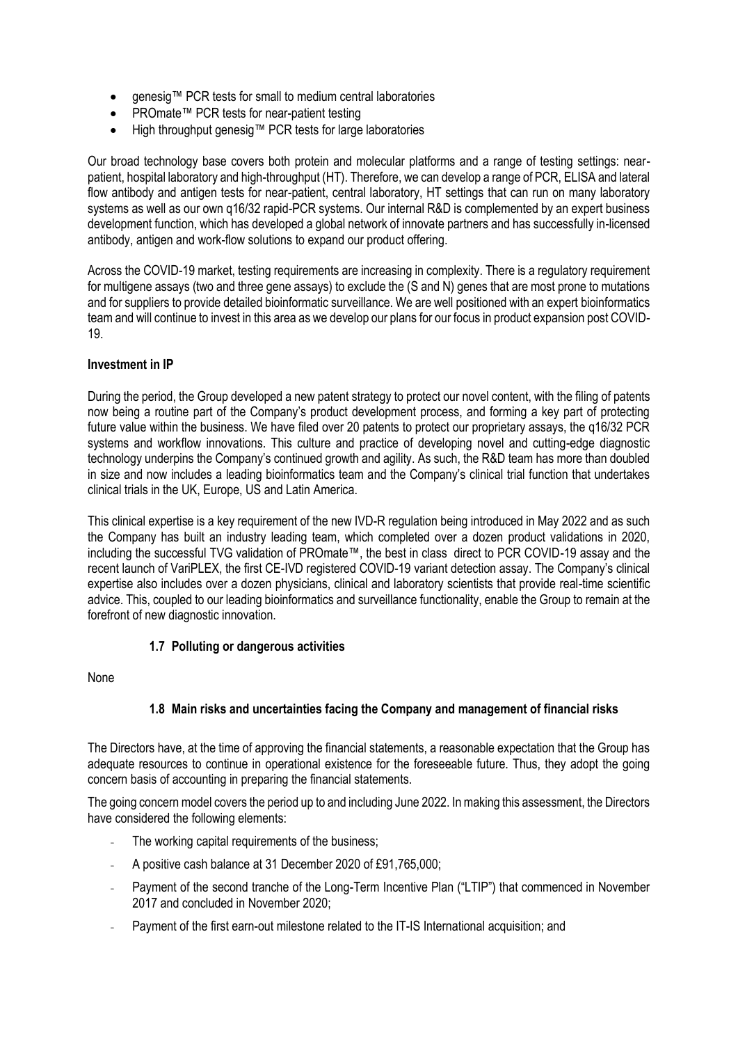- genesig™ PCR tests for small to medium central laboratories
- PROmate™ PCR tests for near-patient testing
- High throughput genesig™ PCR tests for large laboratories

Our broad technology base covers both protein and molecular platforms and a range of testing settings: near-patient, hospital laboratory and high-throughput (HT). Therefore, we can develop a range of PCR, ELISA and lateral flow antibody and antigen tests for near-patient, central laboratory, HT settings that can run on many laboratory systems as well as our own q16/32 rapid-PCR systems. Our internal R&D is complemented by an expert business development function, which has developed a global network of innovate partners and has successfully in-licensed antibody, antigen and work-flow solutions to expand our product offering.

Across the COVID-19 market, testing requirements are increasing in complexity. There is a regulatory requirement for multigene assays (two and three gene assays) to exclude the (S and N) genes that are most prone to mutations and for suppliers to provide detailed bioinformatic surveillance. We are well positioned with an expert bioinformatics team and will continue to invest in this area as we develop our plans for our focus in product expansion post COVID-19.

**Investment in IP**

During the period, the Group developed a new patent strategy to protect our novel content, with the filing of patents now being a routine part of the Company's product development process, and forming a key part of protecting future value within the business. We have filed over 20 patents to protect our proprietary assays, the q16/32 PCR systems and workflow innovations. This culture and practice of developing novel and cutting-edge diagnostic technology underpins the Company's continued growth and agility. As such, the R&D team has more than doubled in size and now includes a leading bioinformatics team and the Company's clinical trial function that undertakes clinical trials in the UK, Europe, US and Latin America.

This clinical expertise is a key requirement of the new IVD-R regulation being introduced in May 2022 and as such the Company has built an industry leading team, which completed over a dozen product validations in 2020, including the successful TVG validation of PROmate™, the best in class direct to PCR COVID-19 assay and the recent launch of VariPLEX, the first CE-IVD registered COVID-19 variant detection assay. The Company's clinical expertise also includes over a dozen physicians, clinical and laboratory scientists that provide real-time scientific advice. This, coupled to our leading bioinformatics and surveillance functionality, enable the Group to remain at the forefront of new diagnostic innovation.

### 1.7 Polluting or dangerous activities

None

### 1.8 Main risks and uncertainties facing the Company and management of financial risks

The Directors have, at the time of approving the financial statements, a reasonable expectation that the Group has adequate resources to continue in operational existence for the foreseeable future. Thus, they adopt the going concern basis of accounting in preparing the financial statements.

The going concern model covers the period up to and including June 2022. In making this assessment, the Directors have considered the following elements:

- The working capital requirements of the business;
- A positive cash balance at 31 December 2020 of £91,765,000;
- Payment of the second tranche of the Long-Term Incentive Plan ("LTIP") that commenced in November 2017 and concluded in November 2020;
- Payment of the first earn-out milestone related to the IT-IS International acquisition; and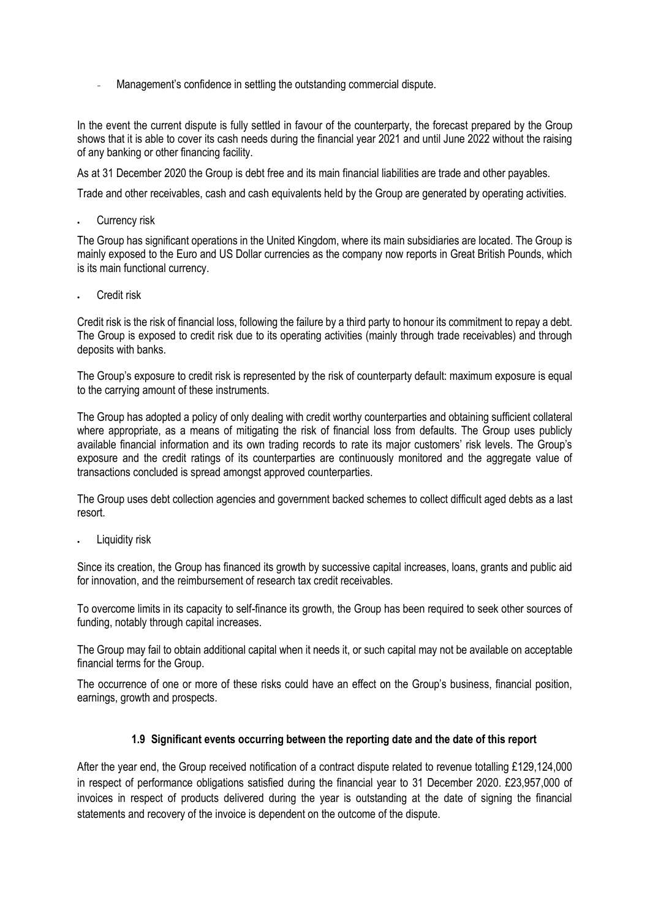- Management's confidence in settling the outstanding commercial dispute.

In the event the current dispute is fully settled in favour of the counterparty, the forecast prepared by the Group shows that it is able to cover its cash needs during the financial year 2021 and until June 2022 without the raising of any banking or other financing facility.

As at 31 December 2020 the Group is debt free and its main financial liabilities are trade and other payables.

Trade and other receivables, cash and cash equivalents held by the Group are generated by operating activities.

- Currency risk

The Group has significant operations in the United Kingdom, where its main subsidiaries are located. The Group is mainly exposed to the Euro and US Dollar currencies as the company now reports in Great British Pounds, which is its main functional currency.

- Credit risk

Credit risk is the risk of financial loss, following the failure by a third party to honour its commitment to repay a debt. The Group is exposed to credit risk due to its operating activities (mainly through trade receivables) and through deposits with banks.

The Group's exposure to credit risk is represented by the risk of counterparty default: maximum exposure is equal to the carrying amount of these instruments.

The Group has adopted a policy of only dealing with credit worthy counterparties and obtaining sufficient collateral where appropriate, as a means of mitigating the risk of financial loss from defaults. The Group uses publicly available financial information and its own trading records to rate its major customers' risk levels. The Group's exposure and the credit ratings of its counterparties are continuously monitored and the aggregate value of transactions concluded is spread amongst approved counterparties.

The Group uses debt collection agencies and government backed schemes to collect difficult aged debts as a last resort.

- Liquidity risk

Since its creation, the Group has financed its growth by successive capital increases, loans, grants and public aid for innovation, and the reimbursement of research tax credit receivables.

To overcome limits in its capacity to self-finance its growth, the Group has been required to seek other sources of funding, notably through capital increases.

The Group may fail to obtain additional capital when it needs it, or such capital may not be available on acceptable financial terms for the Group.

The occurrence of one or more of these risks could have an effect on the Group's business, financial position, earnings, growth and prospects.

### 1.9 Significant events occurring between the reporting date and the date of this report

After the year end, the Group received notification of a contract dispute related to revenue totalling £129,124,000 in respect of performance obligations satisfied during the financial year to 31 December 2020. £23,957,000 of invoices in respect of products delivered during the year is outstanding at the date of signing the financial statements and recovery of the invoice is dependent on the outcome of the dispute.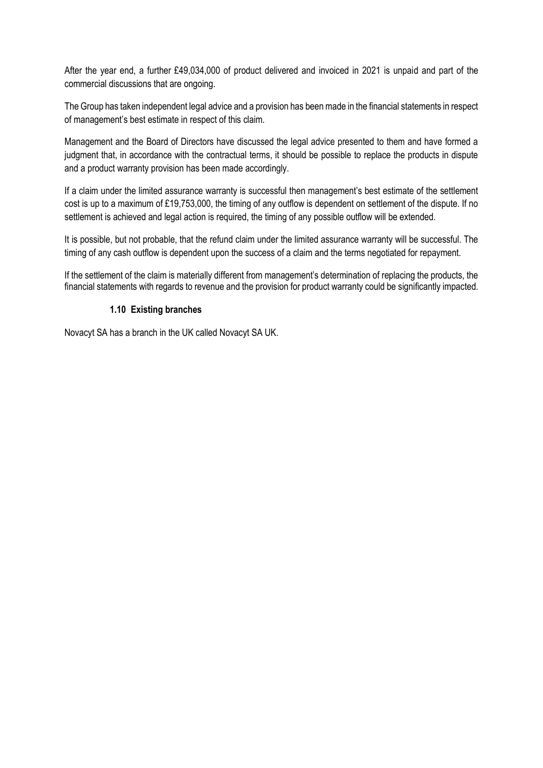After the year end, a further £49,034,000 of product delivered and invoiced in 2021 is unpaid and part of the commercial discussions that are ongoing.

The Group has taken independent legal advice and a provision has been made in the financial statements in respect of management's best estimate in respect of this claim.

Management and the Board of Directors have discussed the legal advice presented to them and have formed a judgment that, in accordance with the contractual terms, it should be possible to replace the products in dispute and a product warranty provision has been made accordingly.

If a claim under the limited assurance warranty is successful then management's best estimate of the settlement cost is up to a maximum of £19,753,000, the timing of any outflow is dependent on settlement of the dispute. If no settlement is achieved and legal action is required, the timing of any possible outflow will be extended.

It is possible, but not probable, that the refund claim under the limited assurance warranty will be successful. The timing of any cash outflow is dependent upon the success of a claim and the terms negotiated for repayment.

If the settlement of the claim is materially different from management's determination of replacing the products, the financial statements with regards to revenue and the provision for product warranty could be significantly impacted.

### 1.10 Existing branches

Novacyt SA has a branch in the UK called Novacyt SA UK.